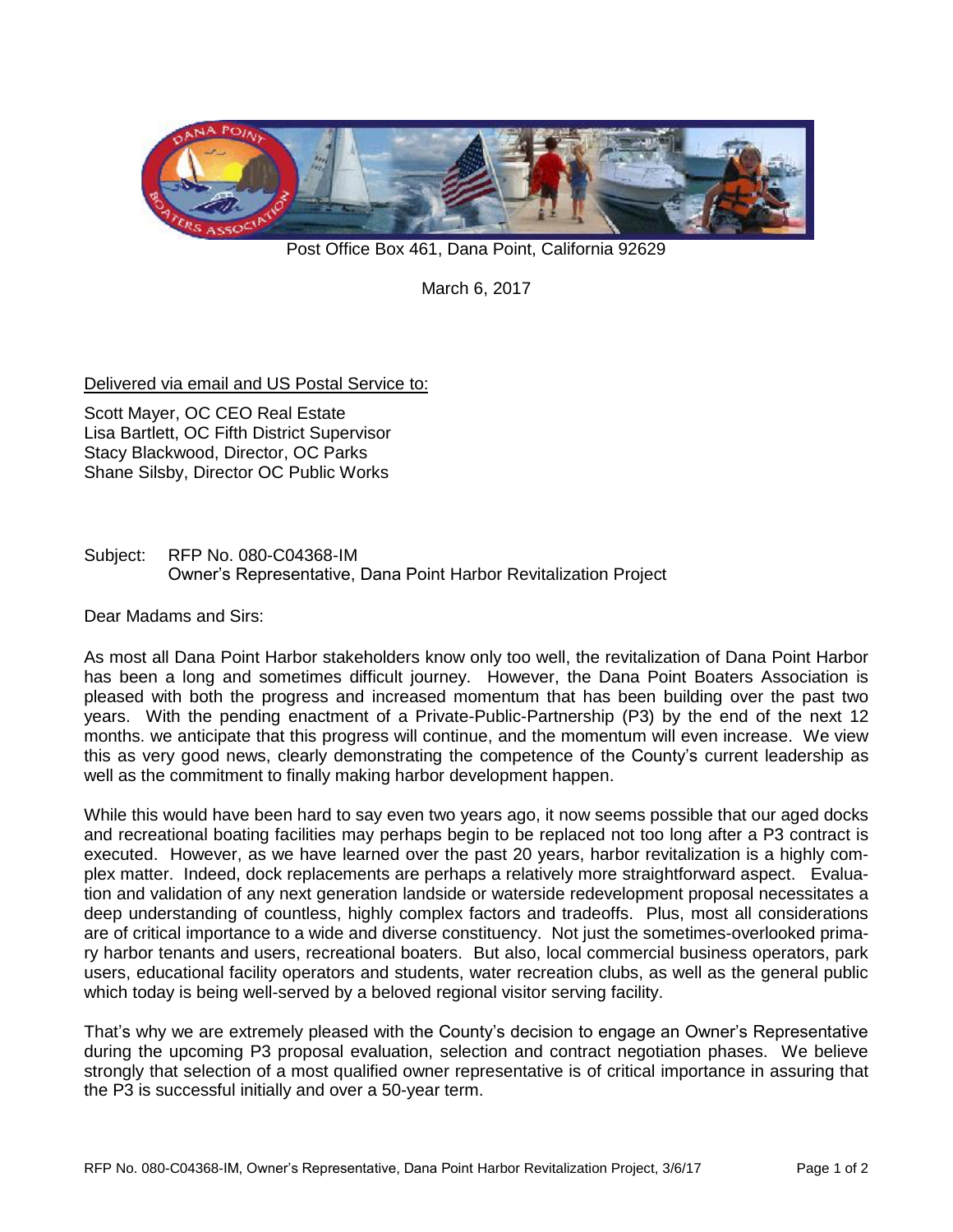Post Office Box 461, Dana Point, California 92629

March 6, 2017

Delivered via email and US Postal Service to:

Scott Mayer, OC CEO Real Estate
Lisa Bartlett, OC Fifth District Supervisor
Stacy Blackwood, Director, OC Parks
Shane Silsby, Director OC Public Works

Subject: RFP No. 080-C04368-IM
Owner's Representative, Dana Point Harbor Revitalization Project

Dear Madams and Sirs:

As most all Dana Point Harbor stakeholders know only too well, the revitalization of Dana Point Harbor has been a long and sometimes difficult journey. However, the Dana Point Boaters Association is pleased with both the progress and increased momentum that has been building over the past two years. With the pending enactment of a Private-Public-Partnership (P3) by the end of the next 12 months. we anticipate that this progress will continue, and the momentum will even increase. We view this as very good news, clearly demonstrating the competence of the County's current leadership as well as the commitment to finally making harbor development happen.

While this would have been hard to say even two years ago, it now seems possible that our aged docks and recreational boating facilities may perhaps begin to be replaced not too long after a P3 contract is executed. However, as we have learned over the past 20 years, harbor revitalization is a highly complex matter. Indeed, dock replacements are perhaps a relatively more straightforward aspect. Evaluation and validation of any next generation landside or waterside redevelopment proposal necessitates a deep understanding of countless, highly complex factors and tradeoffs. Plus, most all considerations are of critical importance to a wide and diverse constituency. Not just the sometimes-overlooked primary harbor tenants and users, recreational boaters. But also, local commercial business operators, park users, educational facility operators and students, water recreation clubs, as well as the general public which today is being well-served by a beloved regional visitor serving facility.

That's why we are extremely pleased with the County's decision to engage an Owner's Representative during the upcoming P3 proposal evaluation, selection and contract negotiation phases. We believe strongly that selection of a most qualified owner representative is of critical importance in assuring that the P3 is successful initially and over a 50-year term.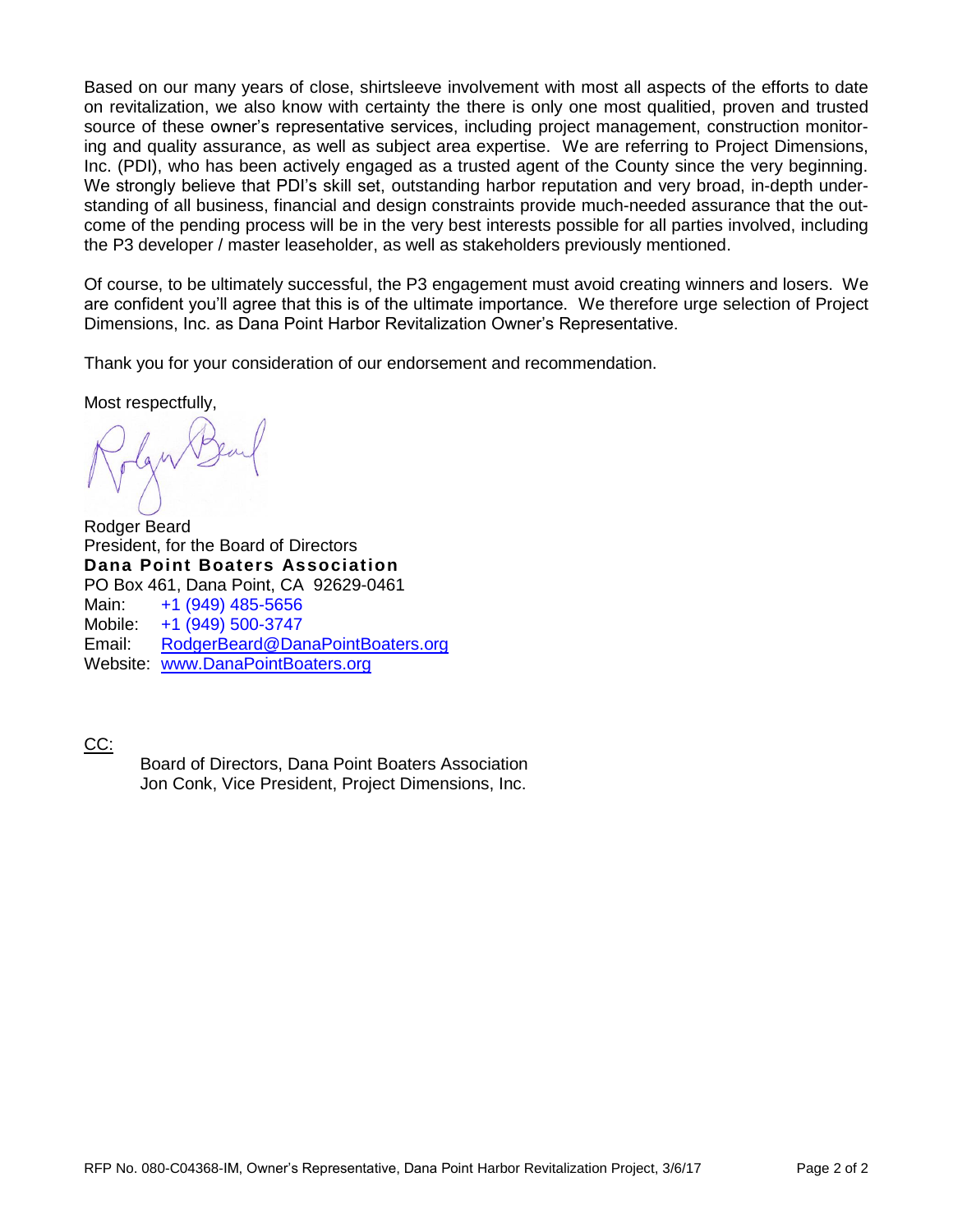Based on our many years of close, shirtsleeve involvement with most all aspects of the efforts to date on revitalization, we also know with certainty the there is only one most qualitied, proven and trusted source of these owner's representative services, including project management, construction monitoring and quality assurance, as well as subject area expertise. We are referring to Project Dimensions, Inc. (PDI), who has been actively engaged as a trusted agent of the County since the very beginning. We strongly believe that PDI's skill set, outstanding harbor reputation and very broad, in-depth understanding of all business, financial and design constraints provide much-needed assurance that the outcome of the pending process will be in the very best interests possible for all parties involved, including the P3 developer / master leaseholder, as well as stakeholders previously mentioned.

Of course, to be ultimately successful, the P3 engagement must avoid creating winners and losers. We are confident you'll agree that this is of the ultimate importance. We therefore urge selection of Project Dimensions, Inc. as Dana Point Harbor Revitalization Owner's Representative.

Thank you for your consideration of our endorsement and recommendation.

Most respectfully,

Rodger Beard
President, for the Board of Directors
**Dana Point Boaters Association**
PO Box 461, Dana Point, CA 92629-0461
Main: +1 (949) 485-5656
Mobile: +1 (949) 500-3747
Email: RodgerBeard@DanaPointBoaters.org
Website: www.DanaPointBoaters.org

CC:

Board of Directors, Dana Point Boaters Association
Jon Conk, Vice President, Project Dimensions, Inc.

RFP No. 080-C04368-IM, Owner's Representative, Dana Point Harbor Revitalization Project, 3/6/17